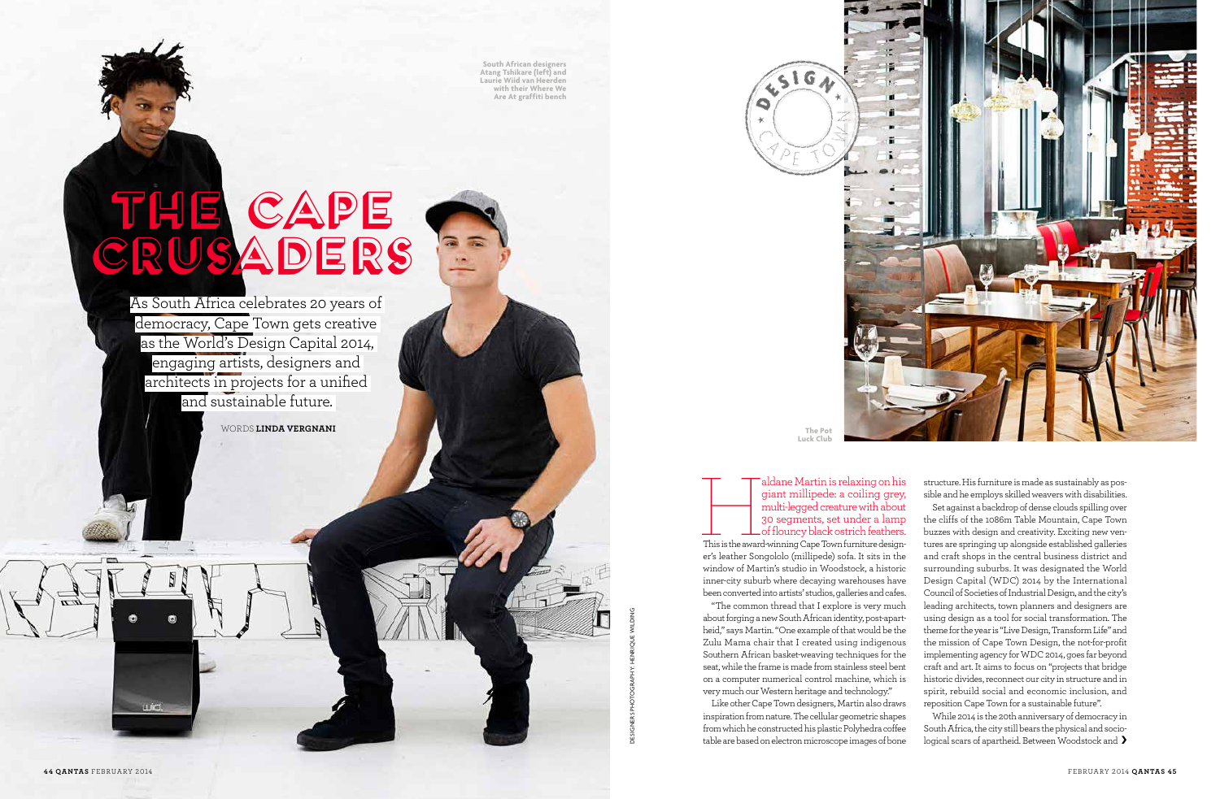# THE CAPE CRUSADERS

As South Africa celebrates 20 years of democracy, Cape Town gets creative as the World's Design Capital 2014, engaging artists, designers and architects in projects for a unified and sustainable future.

WORDS **LINDA VERGNANI**

South African designers Atang Tshikare (left) and Laurie Wiid van Heerden with their Where We Are At graffiti bench

The Pot Luck Club

DESIGNERS PHOTOGRAPHY: HENRIQUE WILDING

Haldane Martin is relaxing on his giant millipede: a coiling grey, multi-legged creature with about 30 segments, set under a lamp of flouncy black ostrich feathers. This is the award-winning Cape Town furniture designer's leather Songololo (millipede) sofa. It sits in the window of Martin's studio in Woodstock, a historic inner-city suburb where decaying warehouses have been converted into artists' studios, galleries and cafes.

"The common thread that I explore is very much about forging a new South African identity, post-apartheid," says Martin. "One example of that would be the Zulu Mama chair that I created using indigenous Southern African basket-weaving techniques for the seat, while the frame is made from stainless steel bent on a computer numerical control machine, which is very much our Western heritage and technology."

Like other Cape Town designers, Martin also draws inspiration from nature. The cellular geometric shapes from which he constructed his plastic Polyhedra coffee table are based on electron microscope images of bone structure. His furniture is made as sustainably as possible and he employs skilled weavers with disabilities.

Set against a backdrop of dense clouds spilling over the cliffs of the 1086m Table Mountain, Cape Town buzzes with design and creativity. Exciting new ventures are springing up alongside established galleries and craft shops in the central business district and surrounding suburbs. It was designated the World Design Capital (WDC) 2014 by the International Council of Societies of Industrial Design, and the city's leading architects, town planners and designers are using design as a tool for social transformation. The theme for the year is "Live Design, Transform Life" and the mission of Cape Town Design, the not-for-profit implementing agency for WDC 2014, goes far beyond craft and art. It aims to focus on "projects that bridge historic divides, reconnect our city in structure and in spirit, rebuild social and economic inclusion, and reposition Cape Town for a sustainable future".

While 2014 is the 20th anniversary of democracy in South Africa, the city still bears the physical and sociological scars of apartheid. Between Woodstock and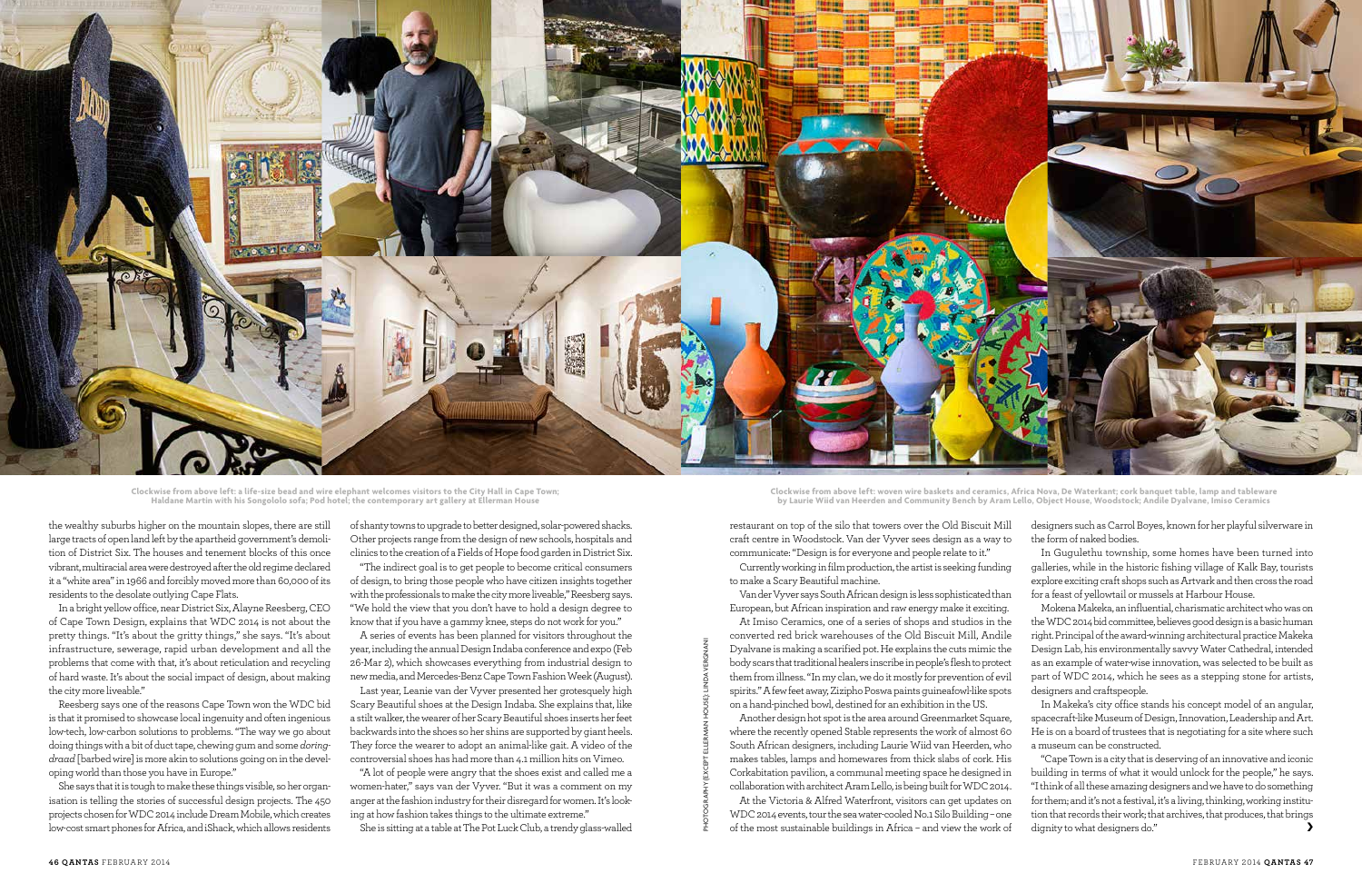Clockwise from above left: a life-size bead and wire elephant welcomes visitors to the City Hall in Cape Town; Haldane Martin with his Songololo sofa; Pod hotel; the contemporary art gallery at Ellerman House

Clockwise from above left: woven wire baskets and ceramics, Africa Nova, De Waterkant; cork banquet table, lamp and tableware by Laurie Wiid van Heerden and Community Bench by Aram Lello, Object House, Woodstock; Andile Dyalvane, Imiso Ceramics

the wealthy suburbs higher on the mountain slopes, there are still large tracts of open land left by the apartheid government's demolition of District Six. The houses and tenement blocks of this once vibrant, multiracial area were destroyed after the old regime declared it a "white area" in 1966 and forcibly moved more than 60,000 of its residents to the desolate outlying Cape Flats.

In a bright yellow office, near District Six, Alayne Reesberg, CEO of Cape Town Design, explains that WDC 2014 is not about the pretty things. "It's about the gritty things," she says. "It's about infrastructure, sewerage, rapid urban development and all the problems that come with that, it's about reticulation and recycling of hard waste. It's about the social impact of design, about making the city more liveable."

Reesberg says one of the reasons Cape Town won the WDC bid is that it promised to showcase local ingenuity and often ingenious low-tech, low-carbon solutions to problems. "The way we go about doing things with a bit of duct tape, chewing gum and some *doringdraad* [barbed wire] is more akin to solutions going on in the developing world than those you have in Europe."

She says that it is tough to make these things visible, so her organisation is telling the stories of successful design projects. The 450 projects chosen for WDC 2014 include Dream Mobile, which creates low-cost smart phones for Africa, and iShack, which allows residents of shanty towns to upgrade to better designed, solar-powered shacks. Other projects range from the design of new schools, hospitals and clinics to the creation of a Fields of Hope food garden in District Six.

"The indirect goal is to get people to become critical consumers of design, to bring those people who have citizen insights together with the professionals to make the city more liveable," Reesberg says. "We hold the view that you don't have to hold a design degree to know that if you have a gammy knee, steps do not work for you."

A series of events has been planned for visitors throughout the year, including the annual Design Indaba conference and expo (Feb 26-Mar 2), which showcases everything from industrial design to new media, and Mercedes-Benz Cape Town Fashion Week (August).

Last year, Leanie van der Vyver presented her grotesquely high Scary Beautiful shoes at the Design Indaba. She explains that, like a stilt walker, the wearer of her Scary Beautiful shoes inserts her feet backwards into the shoes so her shins are supported by giant heels. They force the wearer to adopt an animal-like gait. A video of the controversial shoes has had more than 4.1 million hits on Vimeo.

"A lot of people were angry that the shoes exist and called me a women-hater," says van der Vyver. "But it was a comment on my anger at the fashion industry for their disregard for women. It's looking at how fashion takes things to the ultimate extreme."

She is sitting at a table at The Pot Luck Club, a trendy glass-walled restaurant on top of the silo that towers over the Old Biscuit Mill craft centre in Woodstock. Van der Vyver sees design as a way to communicate: "Design is for everyone and people relate to it."

Currently working in film production, the artist is seeking funding to make a Scary Beautiful machine.

Van der Vyver says South African design is less sophisticated than European, but African inspiration and raw energy make it exciting.

At Imiso Ceramics, one of a series of shops and studios in the converted red brick warehouses of the Old Biscuit Mill, Andile Dyalvane is making a scarified pot. He explains the cuts mimic the body scars that traditional healers inscribe in people's flesh to protect them from illness. "In my clan, we do it mostly for prevention of evil spirits." A few feet away, Zizipho Poswa paints guineafowl-like spots on a hand-pinched bowl, destined for an exhibition in the US.

Another design hot spot is the area around Greenmarket Square, where the recently opened Stable represents the work of almost 60 South African designers, including Laurie Wiid van Heerden, who makes tables, lamps and homewares from thick slabs of cork. His Corkabitation pavilion, a communal meeting space he designed in collaboration with architect Aram Lello, is being built for WDC 2014.

At the Victoria & Alfred Waterfront, visitors can get updates on WDC 2014 events, tour the sea water-cooled No.1 Silo Building – one of the most sustainable buildings in Africa – and view the work of designers such as Carrol Boyes, known for her playful silverware in the form of naked bodies.

In Gugulethu township, some homes have been turned into galleries, while in the historic fishing village of Kalk Bay, tourists explore exciting craft shops such as Artvark and then cross the road for a feast of yellowtail or mussels at Harbour House.

Mokena Makeka, an influential, charismatic architect who was on the WDC 2014 bid committee, believes good design is a basic human right. Principal of the award-winning architectural practice Makeka Design Lab, his environmentally savvy Water Cathedral, intended as an example of water-wise innovation, was selected to be built as part of WDC 2014, which he sees as a stepping stone for artists, designers and craftspeople.

In Makeka's city office stands his concept model of an angular, spacecraft-like Museum of Design, Innovation, Leadership and Art. He is on a board of trustees that is negotiating for a site where such a museum can be constructed.

"Cape Town is a city that is deserving of an innovative and iconic building in terms of what it would unlock for the people," he says. "I think of all these amazing designers and we have to do something for them; and it's not a festival, it's a living, thinking, working institution that records their work; that archives, that produces, that brings dignity to what designers do."

PHOTOGRAPHY (EXCEPT ELLERMAN HOUSE): LINDA VERGNANI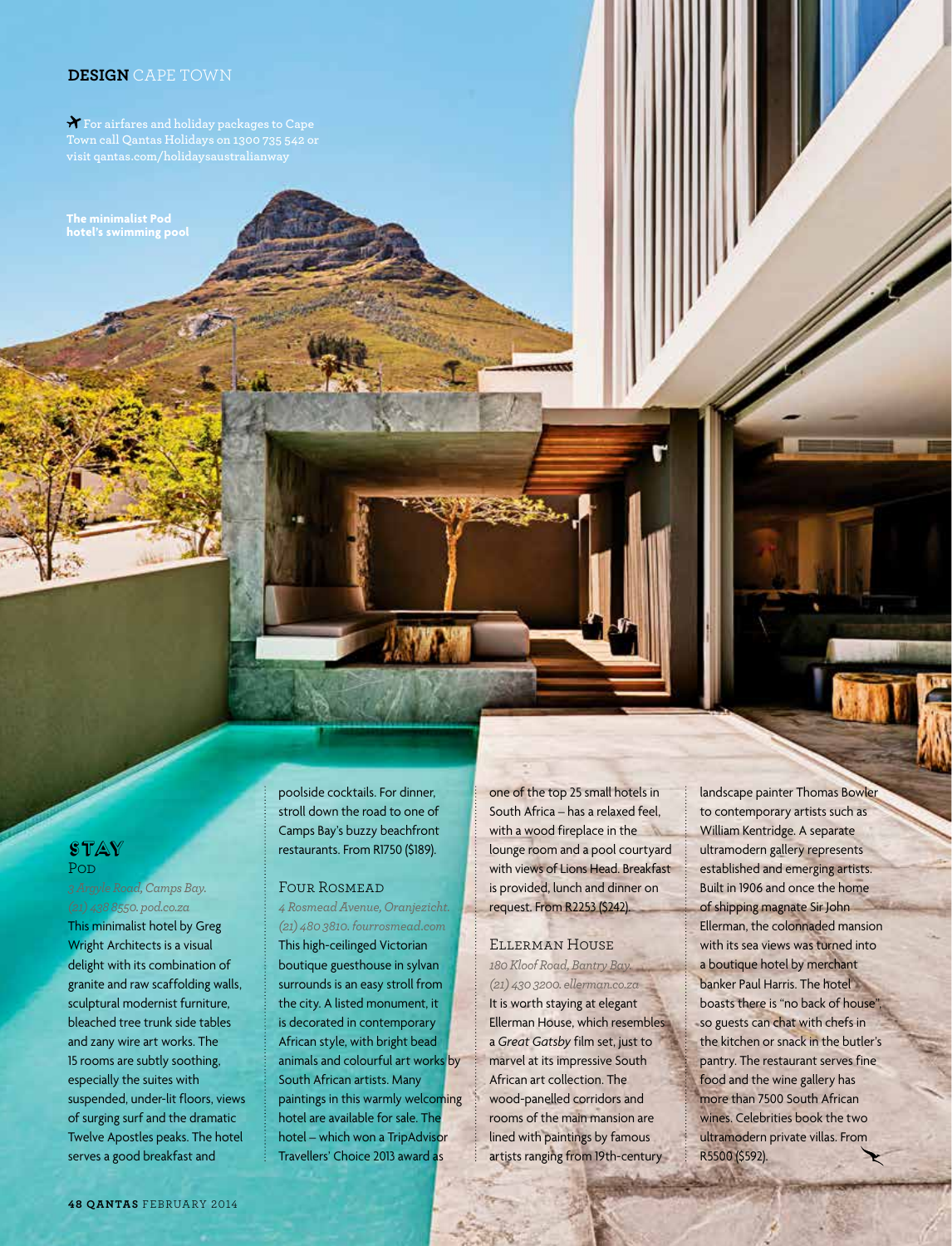For airfares and holiday packages to Cape Town call Qantas Holidays on 1300 735 542 or visit qantas.com/holidaysaustralianway

The minimalist Pod hotel's swimming pool

## STAY

### Pod

*3 Argyle Road, Camps Bay. (21) 438 8550. pod.co.za*

This minimalist hotel by Greg Wright Architects is a visual delight with its combination of granite and raw scaffolding walls, sculptural modernist furniture, bleached tree trunk side tables and zany wire art works. The 15 rooms are subtly soothing, especially the suites with suspended, under-lit floors, views of surging surf and the dramatic Twelve Apostles peaks. The hotel serves a good breakfast and poolside cocktails. For dinner, stroll down the road to one of Camps Bay's buzzy beachfront restaurants. From R1750 ($189).

### Four Rosmead

*4 Rosmead Avenue, Oranjezicht. (21) 480 3810. fourrosmead.com*

This high-ceilinged Victorian boutique guesthouse in sylvan surrounds is an easy stroll from the city. A listed monument, it is decorated in contemporary African style, with bright bead animals and colourful art works by South African artists. Many paintings in this warmly welcoming hotel are available for sale. The hotel – which won a TripAdvisor Travellers' Choice 2013 award as one of the top 25 small hotels in South Africa – has a relaxed feel, with a wood fireplace in the lounge room and a pool courtyard with views of Lions Head. Breakfast is provided, lunch and dinner on request. From R2253 ($242).

### Ellerman House

*180 Kloof Road, Bantry Bay. (21) 430 3200. ellerman.co.za*

It is worth staying at elegant Ellerman House, which resembles a *Great Gatsby* film set, just to marvel at its impressive South African art collection. The wood-panelled corridors and rooms of the main mansion are lined with paintings by famous artists ranging from 19th-century landscape painter Thomas Bowler to contemporary artists such as William Kentridge. A separate ultramodern gallery represents established and emerging artists. Built in 1906 and once the home of shipping magnate Sir John Ellerman, the colonnaded mansion with its sea views was turned into a boutique hotel by merchant banker Paul Harris. The hotel boasts there is "no back of house", so guests can chat with chefs in the kitchen or snack in the butler's pantry. The restaurant serves fine food and the wine gallery has more than 7500 South African wines. Celebrities book the two ultramodern private villas. From R5500 ($592).